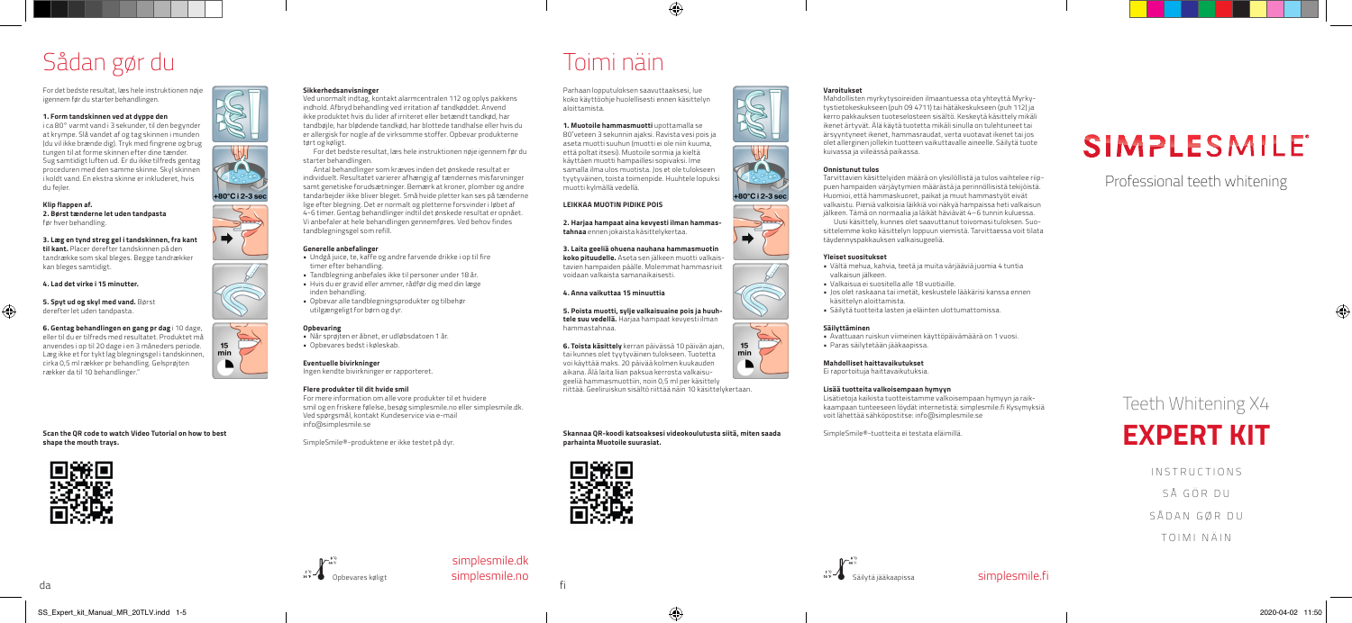# Sådan gør du

For det bedste resultat, læs hele instruktionen nøje igennem før du starter behandlingen.

**1. Form tandskinnen ved at dyppe den** i ca 80° varmt vand i 3 sekunder, til den begynder at krympe. Slå vandet af og tag skinnen i munden (du vil ikke brænde dig). Tryk med fingrene og brug tungen til at forme skinnen efter dine tænder. Sug samtidigt luften ud. Er du ikke tilfreds gentag proceduren med den samme skinne. Skyl skinnen i koldt vand. En ekstra skinne er inkluderet, hvis du fejler.

**Klip flappen af.**

**2. Børst tænderne let uden tandpasta** før hver behandling.

**3. Læg en tynd streg gel i tandskinnen, fra kant til kant.** Placer derefter tandskinnen på den tandrække som skal bleges. Begge tandrækker kan bleges samtidigt.

**4. Lad det virke i 15 minutter.**

**5. Spyt ud og skyl med vand.** Børst derefter let uden tandpasta.

**6. Gentag behandlingen en gang pr dag** i 10 dage, eller til du er tilfreds med resultatet. Produktet må anvendes i op til 20 dage i en 3 måneders periode. Læg ikke et for tykt lag blegningsgel i tandskinnen, cirka 0,5 ml række pr behandling. Gelsprøjten rækker da til 10 behandlinger."

**Scan the QR code to watch Video Tutorial on how to best shape the mouth trays.**

**Sikkerhedsanvisninger**

Ved unormalt indtag, kontakt alarmcentralen 112 og oplys pakkens indhold. Afbryd behandling ved irritation af tandkødet. Anvend ikke produktet hvis du lider af irriteret eller betændt tandkød, har tandbylde, har blødende tandkød, har blottede tandhalse eller hvis du er allergisk for nogle af de virksomme stoffer. Opbevar produkterne tørt og køligt.

For det bedste resultat, læs hele instruktionen nøje igennem før du starter behandlingen.

Antal behandlinger som kræves inden det ønskede resultat er individuelt. Resultatet varierer afhængig af tændernes misfarvninger samt genetiske forudsætninger. Bemærk at kroner, plomber og andre tandarbejder ikke bliver bleget. Små hvide pletter kan ses på tænderne lige efter blegning. Det er normalt og pletterne forsvinder i løbet af 4–6 timer. Gentag behandlinger indtil det ønskede resultat er opnået. Vi anbefaler at hele behandlingen gennemføres. Ved behov findes tandblegningssgel som refill.

**Generelle anbefalinger**

- Undgå juice, te, kaffe og andre farvende drikke i op til fire timer efter behandling.
- Tandblegning anbefales ikke til personer under 18 år.
- Hvis du er gravid eller ammer, rådfør dig med din læge inden behandling.
- Opbevar alle tandblegningsprodukter og tilbehør utilgængeligt for børn og dyr.

**Opbevaring**

- Når sprøjten er åbnet, er udløbsdatoen 1 år.
- Opbevares bedst i køleskab.

**Eventuelle bivirkninger**

Ingen kendte bivirkninger er rapporteret.

**Flere produkter til dit hvide smil**

For mere information om alle vore produkter til et hvidere smil og en friskere følelse, besøg simplesmile.no eller simplesmile.dk. Ved spørgsmål, kontakt Kundeservice via e-mail info@simplesmile.se

SimpleSmile®-produktene er ikke testet på dyr.

Opbevares køligt

simplesmile.dk
simplesmile.no

# Toimi näin

Parhaan lopputuloksen saavuttaaksesi, lue koko käyttöohje huolellisesti ennen käsittelyn aloittamista.

**1. Muotoile hammasmuotti** upottamalla se 80°veteen 3 sekunnin ajaksi. Ravista vesi pois ja aseta muotti suuhun (muotti ei ole niin kuuma, että poltat itsesi). Muotoile sormia ja kieltä käyttäen muotti hampaillesi sopivaksi. Ime samalla ilma ulos muotista. Jos et ole tulokseen tyytyväinen, toista toimenpide. Huuhtele lopuksi muotti kylmällä vedellä.

**LEIKKAA MUOTIN PIDIKE POIS**

**2. Harjaa hampaat aina kevyesti ilman hammastahnaa** ennen jokaista käsittelykertaa.

**3. Laita geeliä ohuena nauhana hammasmuotin koko pituudelle.** Aseta sen jälkeen muotti valkaistavien hampaiden päälle. Molemmat hammasrivit voidaan valkaista samanaikaisesti.

**4. Anna vaikuttaa 15 minuuttia**

**5. Poista muotti, sylje valkaisuaine pois ja huuhtele suu vedellä.** Harjaa hampaat kevyesti ilman hammastahnaa.

**6. Toista käsittely** kerran päivässä 10 päivän ajan, tai kunnes olet tyytyväinen tulokseen. Tuotetta voi käyttää maks. 20 päivää kolmen kuukauden aikana. Älä laita liian paksua kerrosta valkaisugeeliä hammasmuottiin, noin 0,5 ml per käsittely riittää. Geeliruiskun sisältö riittää näin 10 käsittelykertaan.

**Skannaa QR-koodi katsoaksesi videokoulutusta siitä, miten saada parhainta Muotoile suurasiat.**

**Varoitukset**

Mahdollisten myrkytysoireiden ilmaantuessa ota yhteyttä Myrkytystietokeskukseen (puh 09 4711) tai hätäkeskukseen (puh 112) ja kerro pakkauksen tuoteselosteen sisältö. Keskeytä käsittely mikäli ikenet ärtyvät. Älä käytä tuotetta mikäli sinulla on tulehtuneet tai ärsyyntyneet ikenet, hammasraudat, verta vuotavat ikenet tai jos olet allerginen jollekin tuotteen vaikuttavalle aineelle. Säilytä tuote kuivassa ja viileässä paikassa.

**Onnistunut tulos**

Tarvittavien käsittelyiden määrä on yksilöllistä ja tulos vaihtelee riippuen hampaiden värjäytymien määrästä ja perinnöllisistä tekijöistä. Huomioi, että hammaskuoret, paikat ja muut hammastyöt eivät valkaistu. Pieniä valkoisia läikkiä voi näkyä hampaissa heti valkaisun jälkeen. Tämä on normaalia ja läikät häviävät 4–6 tunnin kuluessa.

Uusi käsittely, kunnes olet saavuttanut toivomasi tuloksen. Suosittelemme koko käsittelyn loppuun viemistä. Tarvittaessa voit tilata täydennyspakkauksen valkaisugeeliä.

**Yleiset suositukset**

- Vältä mehua, kahvia, teetä ja muita värjääviä juomia 4 tuntia valkaisun jälkeen.
- Valkaisua ei suositella alle 18 vuotiaille.
- Jos olet raskaana tai imetät, keskustele lääkärisi kanssa ennen käsittelyn aloittamista.
- Säilytä tuotteita lasten ja eläinten ulottumattomissa.

**Säilyttäminen**

- Avattuaan ruiskun viimeinen käyttöpäivämäärä on 1 vuosi.
- Paras säilytetään jääkaapissa.

**Mahdolliset haittavaikutukset**

Ei raportoituja haittavaikutuksia.

**Lisää tuotteita valkoisempaan hymyyn**

Lisätietoja kaikista tuotteistamme valkoisempaan hymyyn ja raikkaampaan tunteeseen löydät internetistä: simplesmile.fi Kysymyksiä voit lähettää sähköpostitse: info@simplesmile.se

SimpleSmile®-tuotteita ei testata eläimillä.

Säilytä jääkaapissa

simplesmile.fi

# SIMPLESMILE®

Professional teeth whitening

Teeth Whitening X4

**EXPERT KIT**

INSTRUCTIONS
SÅ GÖR DU
SÅDAN GØR DU
TOIMI NÄIN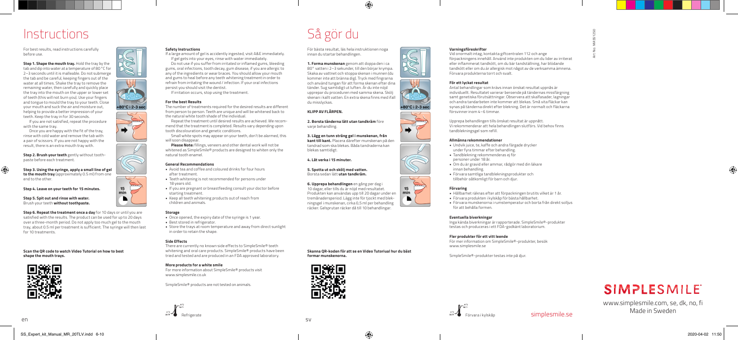# Instructions

For best results, read instructions carefully before use.

**Step 1. Shape the mouth tray.** Hold the tray by the tab and dip into water at a temperature of 80 °C for 2–3 seconds until it is malleable. Do not submerge the tab and be careful, keeping fingers out of the water at all times. Shake the tray to remove the remaining water, then carefully and quickly place the tray into the mouth on the upper or lower set of teeth (this will not burn you). Use your fingers and tongue to mould the tray to your teeth. Close your mouth and suck the air and moisture out, helping to provide a better impression of your teeth. Keep the tray in for 30 seconds.

If you are not satisfied, repeat the procedure with the same tray.

Once you are happy with the fit of the tray, rinse with cold water and remove the tab with a pair of scissors. If you are not happy with the result, there is an extra mouth tray with.

**Step 2. Brush your teeth** gently without toothpaste before each treatment.

**Step 3. Using the syringe, apply a small line of gel to the mouth tray** (approximately 0.5 ml) from one end to the other.

**Step 4. Leave on your teeth for 15 minutes.**

**Step 5. Spit out and rinse with water.** Brush your teeth **without toothpaste.**

**Step 6. Repeat the treatment once a day** for 10 days or until you are satisfied with the results. The product can be used for up to 20 days over a three-month period. Do not apply too much gel to the mouth tray, about 0.5 ml per treatment is sufficient. The syringe will then last for 10 treatments.

**Scan the QR code to watch Video Tutorial on how to best shape the mouth trays.**

+80°C i 2-3 sec

15 min

### Safety Instructions

If a large amount of gel is accidently ingested, visit A&E immediately.

If gel gets into your eyes, rinse with water immediately.

Do not use if you suffer from irritated or inflamed gums, bleeding gums, oral infections, tooth decay, gum disease, if you are allergic to any of the ingredients or wear braces. You should allow your mouth and gums to heal before any teeth whitening treatment in order to refrain from irritating the wound / infection. If your oral infections persist you should visit the dentist.

If irritation occurs, stop using the treatment.

### For the best Results

The number of treatments required for the desired results are different from person to person. Teeth are unique and will be whitened back to the natural white tooth shade of the individual.

Repeat the treatment until desired results are achieved. We recommend that the treatment is completed. Results vary depending upon tooth discolouration and genetic conditions.

Small white spots may appear on your teeth, don't be alarmed, this will soon disappear.

**Please Note:** fillings, veneers and other dental work will not be whitened as SimpleSmile® products are designed to whiten only the natural tooth enamel.

### General Recommendations

- Avoid tea and coffee and coloured drinks for four hours after treatment.
- Teeth whitening is not recommended for persons under 18 years old.
- If you are pregnant or breastfeeding consult your doctor before starting treatment.
- Keep all teeth whitening products out of reach from children and animals.

### Storage

- Once opened, the expiry date of the syringe is 1 year.
- Best stored in refrigerator.
- Store the trays at room temperature and away from direct sunlight in order to retain the shape.

### Side Effects

There are currently no known side effects to SimpleSmile® teeth whitening and oral care products. SimpleSmile® products have been tried and tested and are produced in an FDA approved laboratory.

### More products for a white smile

For more information about SimpleSmile® products visit www.simplesmile.co.uk

SimpleSmile® products are not tested on animals.

Refrigerate

# Så gör du

För bästa resultat, läs hela instruktionen noga innan du startar behandlingen.

**1. Forma munskenan** genom att doppa den i ca 80° vatten i 2–3 sekunder, till den börjar krympa. Skaka av vattnet och stoppa skenan i munnen (du kommer inte att bränna dig). Tryck med fingrarna och använd tungan för att forma skenan efter dina tänder. Sug samtidigt ut luften. Är du inte nöjd upprepar du proceduren med samma skena. Skölj skenan i kallt vatten. En extra skena finns med ifall du misslyckas.

**KLIPP AV FLÄRPEN.**

**2. Borsta tänderna lätt utan tandkräm** före varje behandling.

**3. Lägg en tunn sträng gel i munskenan, från kant till kant.** Placera därefter munskenan på den tandrad som ska blekas. Båda tandraderna kan blekas samtidigt.

**4. Låt verka i 15 minuter.**

**5. Spotta ut och skölj med vatten.** Borsta sedan lätt **utan tandkräm.**

**6. Upprepa behandlingen** en gång per dag i 10 dagar, eller tills du är nöjd med resultatet. Produkten kan användas upp till 20 dagar under en tremånadersperiod. Lägg inte för tjockt med blekningsgel i munskenan, cirka 0,5 ml per behandling räcker. Gelsprutan räcker då till 10 behandlingar.

**Skanna QR-koden för att se en Video Tutorial hur du bäst formar munskenorna.**

+80°C i 2-3 sec

15 min

### Varningsföreskrifter

Vid onormalt intag, kontakta giftcentralen 112 och ange förpackningens innehåll. Använd inte produkten om du lider av irriterat eller inflammerat tandkött, om du bär tandställning, har blödande tandkött eller om du är allergisk mot något av de verksamma ämnena. Förvara produkterna torrt och svalt.

### För ett lyckat resultat

Antal behandlingar som krävs innan önskat resultat uppnås är individuellt. Resultatet varierar beroende på tändernas missfärgning samt genetiska förutsättningar. Observera att skalfasader, lagningar och andra tandarbeten inte kommer att blekas. Små vita fläckar kan synas på tänderna direkt efter blekning. Det är normalt och fläckarna försvinner inom 4–6 timmar.

Upprepa behandlingen tills önskat resultat är uppnått. Vi rekommenderar att hela behandlingen slutförs. Vid behov finns tandblekningsgel som refill.

### Allmänna rekommendationer

- Undvik juice, te, kaffe och andra färgade drycker under fyra timmar efter behandling.
- Tandblekning rekommenderas ej för personer under 18 år.
- Om du är gravid eller ammar, rådgör med din läkare innan behandling.
- Förvara samtliga tandblekningsprodukter och tillbehör oåtkomligt för barn och djur.

### Förvaring

- Hållbarhet räknas efter att förpackningen brutits vilket är 1 år.
- Förvara produkten i kylskåp för bästa hållbarhet.
- Förvara munskenorna i rumstemperatur och borta från direkt solljus för att behålla formen.

### Eventuella biverkningar

Inga kända biverkningar är rapporterade. SimpleSmile®-produkter testas och produceras i ett FDA-godkänt laboratorium.

### Fler produkter för ett vitt leende

För mer information om SimpleSmile®-produkter, besök www.simplesmile.se

SimpleSmile®-produkter testas inte på djur.

Förvara i kylskåp

simplesmile.se

SIMPLESMILE®

www.simplesmile.com, se, dk, no, fi
Made in Sweden

Art. Nr: MASS1250